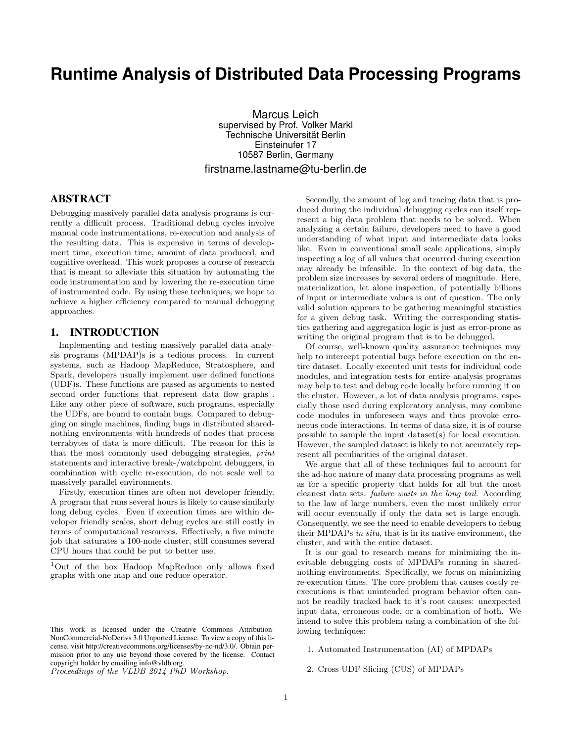# Runtime Analysis of Distributed Data Processing Programs

Marcus Leich
supervised by Prof. Volker Markl
Technische Universität Berlin
Einsteinufer 17
10587 Berlin, Germany

firstname.lastname@tu-berlin.de

## ABSTRACT

Debugging massively parallel data analysis programs is currently a difficult process. Traditional debug cycles involve manual code instrumentations, re-execution and analysis of the resulting data. This is expensive in terms of development time, execution time, amount of data produced, and cognitive overhead. This work proposes a course of research that is meant to alleviate this situation by automating the code instrumentation and by lowering the re-execution time of instrumented code. By using these techniques, we hope to achieve a higher efficiency compared to manual debugging approaches.

## 1. INTRODUCTION

Implementing and testing massively parallel data analysis programs (MPDAP)s is a tedious process. In current systems, such as Hadoop MapReduce, Stratosphere, and Spark, developers usually implement user defined functions (UDF)s. These functions are passed as arguments to nested second order functions that represent data flow graphs[1]. Like any other piece of software, such programs, especially the UDFs, are bound to contain bugs. Compared to debugging on single machines, finding bugs in distributed shared-nothing environments with hundreds of nodes that process terrabytes of data is more difficult. The reason for this is that the most commonly used debugging strategies, *print* statements and interactive break-/watchpoint debuggers, in combination with cyclic re-execution, do not scale well to massively parallel environments.

Firstly, execution times are often not developer friendly. A program that runs several hours is likely to cause similarly long debug cycles. Even if execution times are within developer friendly scales, short debug cycles are still costly in terms of computational resources. Effectively, a five minute job that saturates a 100-node cluster, still consumes several CPU hours that could be put to better use.

[1]Out of the box Hadoop MapReduce only allows fixed graphs with one map and one reduce operator.

This work is licensed under the Creative Commons Attribution-NonCommercial-NoDerivs 3.0 Unported License. To view a copy of this license, visit http://creativecommons.org/licenses/by-nc-nd/3.0/. Obtain permission prior to any use beyond those covered by the license. Contact copyright holder by emailing info@vldb.org.
*Proceedings of the VLDB 2014 PhD Workshop.*

Secondly, the amount of log and tracing data that is produced during the individual debugging cycles can itself represent a big data problem that needs to be solved. When analyzing a certain failure, developers need to have a good understanding of what input and intermediate data looks like. Even in conventional small scale applications, simply inspecting a log of all values that occurred during execution may already be infeasible. In the context of big data, the problem size increases by several orders of magnitude. Here, materialization, let alone inspection, of potentially billions of input or intermediate values is out of question. The only valid solution appears to be gathering meaningful statistics for a given debug task. Writing the corresponding statistics gathering and aggregation logic is just as error-prone as writing the original program that is to be debugged.

Of course, well-known quality assurance techniques may help to intercept potential bugs before execution on the entire dataset. Locally executed unit tests for individual code modules, and integration tests for entire analysis programs may help to test and debug code locally before running it on the cluster. However, a lot of data analysis programs, especially those used during exploratory analysis, may combine code modules in unforeseen ways and thus provoke erroneous code interactions. In terms of data size, it is of course possible to sample the input dataset(s) for local execution. However, the sampled dataset is likely to not accurately represent all peculiarities of the original dataset.

We argue that all of these techniques fail to account for the ad-hoc nature of many data processing programs as well as for a specific property that holds for all but the most cleanest data sets: *failure waits in the long tail*. According to the law of large numbers, even the most unlikely error will occur eventually if only the data set is large enough. Consequently, we see the need to enable developers to debug their MPDAPs *in situ*, that is in its native environment, the cluster, and with the entire dataset.

It is our goal to research means for minimizing the inevitable debugging costs of MPDAPs running in shared-nothing environments. Specifically, we focus on minimizing re-execution times. The core problem that causes costly re-executions is that unintended program behavior often cannot be readily tracked back to it's root causes: unexpected input data, erroneous code, or a combination of both. We intend to solve this problem using a combination of the following techniques:

1. Automated Instrumentation (AI) of MPDAPs
2. Cross UDF Slicing (CUS) of MPDAPs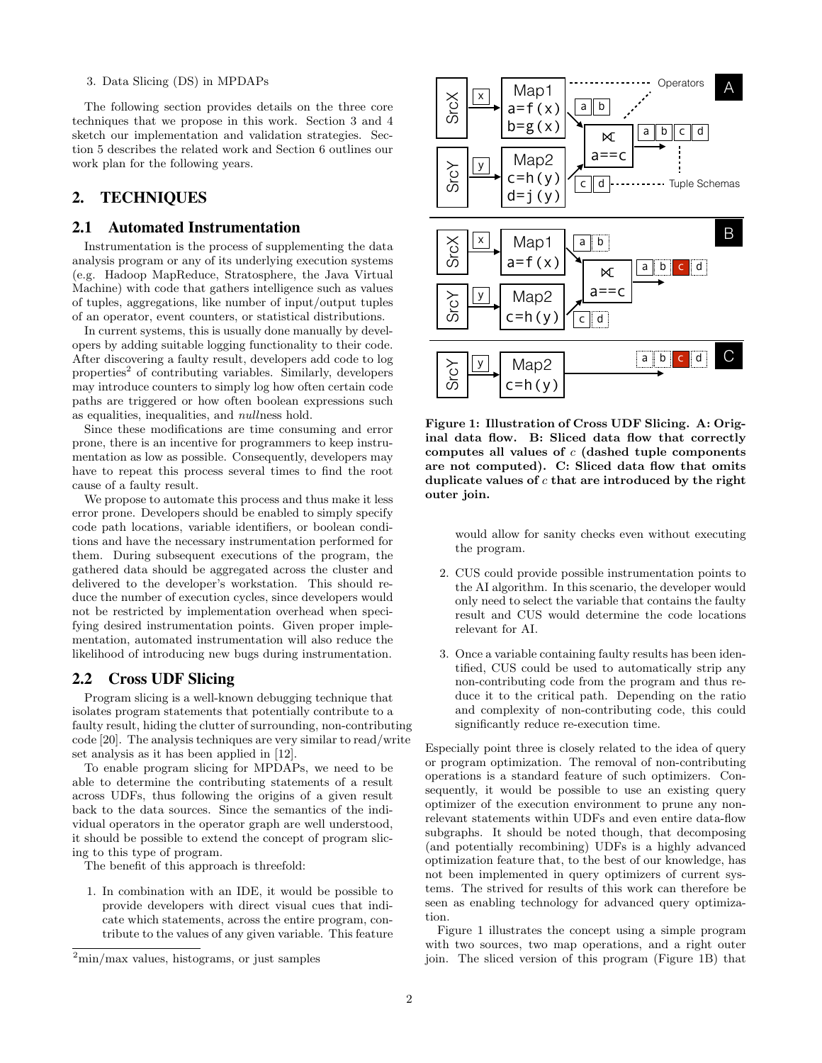3. Data Slicing (DS) in MPDAPs

The following section provides details on the three core techniques that we propose in this work. Section 3 and 4 sketch our implementation and validation strategies. Section 5 describes the related work and Section 6 outlines our work plan for the following years.

## 2. TECHNIQUES

### 2.1 Automated Instrumentation

Instrumentation is the process of supplementing the data analysis program or any of its underlying execution systems (e.g. Hadoop MapReduce, Stratosphere, the Java Virtual Machine) with code that gathers intelligence such as values of tuples, aggregations, like number of input/output tuples of an operator, event counters, or statistical distributions.

In current systems, this is usually done manually by developers by adding suitable logging functionality to their code. After discovering a faulty result, developers add code to log properties[2] of contributing variables. Similarly, developers may introduce counters to simply log how often certain code paths are triggered or how often boolean expressions such as equalities, inequalities, and *null*ness hold.

Since these modifications are time consuming and error prone, there is an incentive for programmers to keep instrumentation as low as possible. Consequently, developers may have to repeat this process several times to find the root cause of a faulty result.

We propose to automate this process and thus make it less error prone. Developers should be enabled to simply specify code path locations, variable identifiers, or boolean conditions and have the necessary instrumentation performed for them. During subsequent executions of the program, the gathered data should be aggregated across the cluster and delivered to the developer's workstation. This should reduce the number of execution cycles, since developers would not be restricted by implementation overhead when specifying desired instrumentation points. Given proper implementation, automated instrumentation will also reduce the likelihood of introducing new bugs during instrumentation.

### 2.2 Cross UDF Slicing

Program slicing is a well-known debugging technique that isolates program statements that potentially contribute to a faulty result, hiding the clutter of surrounding, non-contributing code [20]. The analysis techniques are very similar to read/write set analysis as it has been applied in [12].

To enable program slicing for MPDAPs, we need to be able to determine the contributing statements of a result across UDFs, thus following the origins of a given result back to the data sources. Since the semantics of the individual operators in the operator graph are well understood, it should be possible to extend the concept of program slicing to this type of program.

The benefit of this approach is threefold:

1. In combination with an IDE, it would be possible to provide developers with direct visual cues that indicate which statements, across the entire program, contribute to the values of any given variable. This feature would allow for sanity checks even without executing the program.
2. CUS could provide possible instrumentation points to the AI algorithm. In this scenario, the developer would only need to select the variable that contains the faulty result and CUS would determine the code locations relevant for AI.
3. Once a variable containing faulty results has been identified, CUS could be used to automatically strip any non-contributing code from the program and thus reduce it to the critical path. Depending on the ratio and complexity of non-contributing code, this could significantly reduce re-execution time.

[2] min/max values, histograms, or just samples

**Figure 1: Illustration of Cross UDF Slicing. A: Original data flow. B: Sliced data flow that correctly computes all values of $c$ (dashed tuple components are not computed). C: Sliced data flow that omits duplicate values of $c$ that are introduced by the right outer join.**

Especially point three is closely related to the idea of query or program optimization. The removal of non-contributing operations is a standard feature of such optimizers. Consequently, it would be possible to use an existing query optimizer of the execution environment to prune any non-relevant statements within UDFs and even entire data-flow subgraphs. It should be noted though, that decomposing (and potentially recombining) UDFs is a highly advanced optimization feature that, to the best of our knowledge, has not been implemented in query optimizers of current systems. The strived for results of this work can therefore be seen as enabling technology for advanced query optimization.

Figure 1 illustrates the concept using a simple program with two sources, two map operations, and a right outer join. The sliced version of this program (Figure 1B) that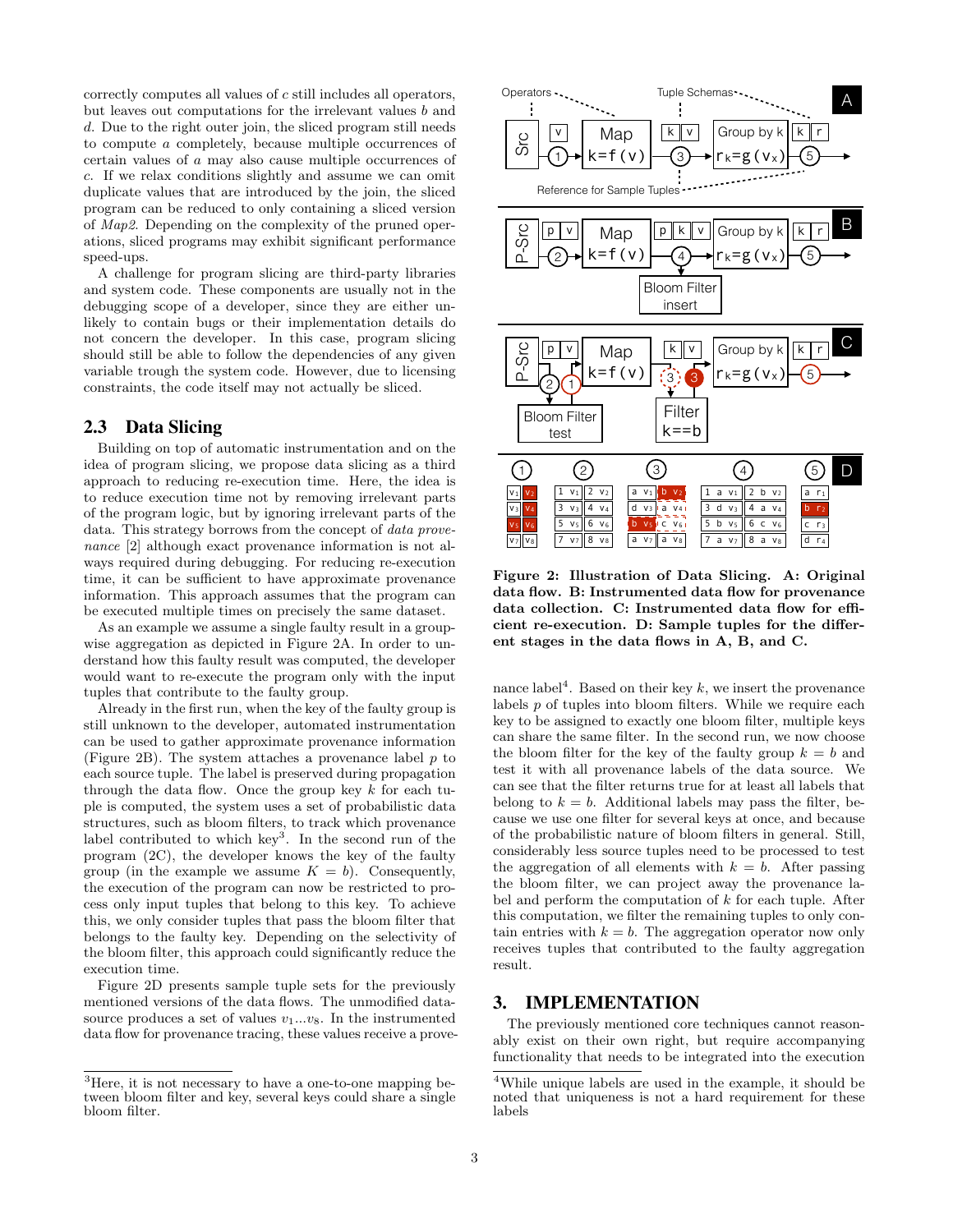correctly computes all values of $c$ still includes all operators, but leaves out computations for the irrelevant values $b$ and $d$. Due to the right outer join, the sliced program still needs to compute $a$ completely, because multiple occurrences of certain values of $a$ may also cause multiple occurrences of $c$. If we relax conditions slightly and assume we can omit duplicate values that are introduced by the join, the sliced program can be reduced to only containing a sliced version of *Map2*. Depending on the complexity of the pruned operations, sliced programs may exhibit significant performance speed-ups.

A challenge for program slicing are third-party libraries and system code. These components are usually not in the debugging scope of a developer, since they are either unlikely to contain bugs or their implementation details do not concern the developer. In this case, program slicing should still be able to follow the dependencies of any given variable trough the system code. However, due to licensing constraints, the code itself may not actually be sliced.

## 2.3 Data Slicing

Building on top of automatic instrumentation and on the idea of program slicing, we propose data slicing as a third approach to reducing re-execution time. Here, the idea is to reduce execution time not by removing irrelevant parts of the program logic, but by ignoring irrelevant parts of the data. This strategy borrows from the concept of *data provenance* [2] although exact provenance information is not always required during debugging. For reducing re-execution time, it can be sufficient to have approximate provenance information. This approach assumes that the program can be executed multiple times on precisely the same dataset.

As an example we assume a single faulty result in a group-wise aggregation as depicted in Figure 2A. In order to understand how this faulty result was computed, the developer would want to re-execute the program only with the input tuples that contribute to the faulty group.

Already in the first run, when the key of the faulty group is still unknown to the developer, automated instrumentation can be used to gather approximate provenance information (Figure 2B). The system attaches a provenance label $p$ to each source tuple. The label is preserved during propagation through the data flow. Once the group key $k$ for each tuple is computed, the system uses a set of probabilistic data structures, such as bloom filters, to track which provenance label contributed to which key[3]. In the second run of the program (2C), the developer knows the key of the faulty group (in the example we assume $K = b$). Consequently, the execution of the program can now be restricted to process only input tuples that belong to this key. To achieve this, we only consider tuples that pass the bloom filter that belongs to the faulty key. Depending on the selectivity of the bloom filter, this approach could significantly reduce the execution time.

Figure 2D presents sample tuple sets for the previously mentioned versions of the data flows. The unmodified data-source produces a set of values $v_1 ... v_8$. In the instrumented data flow for provenance tracing, these values receive a provenance label[4]. Based on their key $k$, we insert the provenance labels $p$ of tuples into bloom filters. While we require each key to be assigned to exactly one bloom filter, multiple keys can share the same filter. In the second run, we now choose the bloom filter for the key of the faulty group $k = b$ and test it with all provenance labels of the data source. We can see that the filter returns true for at least all labels that belong to $k = b$. Additional labels may pass the filter, because we use one filter for several keys at once, and because of the probabilistic nature of bloom filters in general. Still, considerably less source tuples need to be processed to test the aggregation of all elements with $k = b$. After passing the bloom filter, we can project away the provenance label and perform the computation of $k$ for each tuple. After this computation, we filter the remaining tuples to only contain entries with $k = b$. The aggregation operator now only receives tuples that contributed to the faulty aggregation result.

**Figure 2: Illustration of Data Slicing. A: Original data flow. B: Instrumented data flow for provenance data collection. C: Instrumented data flow for efficient re-execution. D: Sample tuples for the different stages in the data flows in A, B, and C.**

# 3. IMPLEMENTATION

The previously mentioned core techniques cannot reasonably exist on their own right, but require accompanying functionality that needs to be integrated into the execution

[3] Here, it is not necessary to have a one-to-one mapping between bloom filter and key, several keys could share a single bloom filter.

[4] While unique labels are used in the example, it should be noted that uniqueness is not a hard requirement for these labels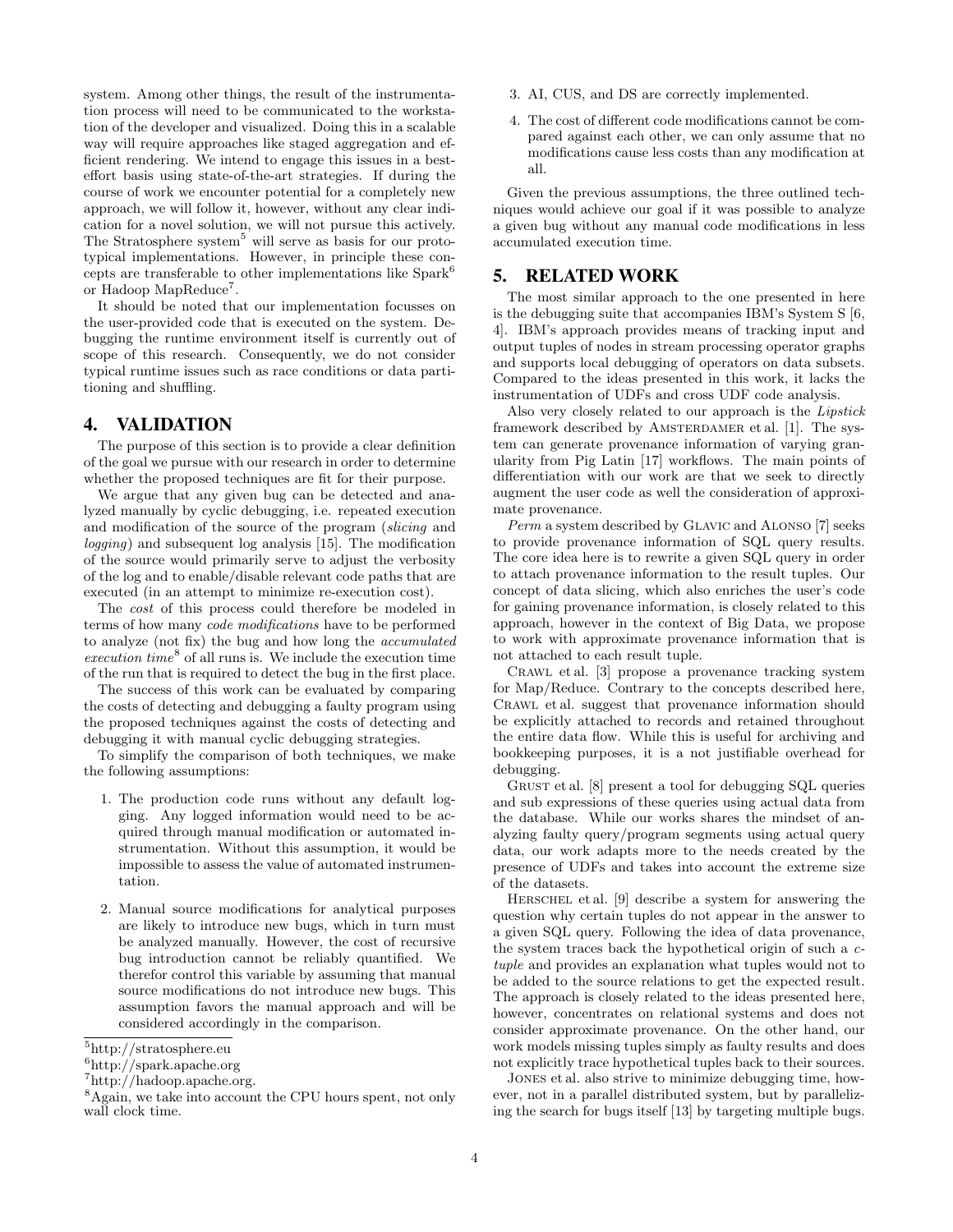system. Among other things, the result of the instrumentation process will need to be communicated to the workstation of the developer and visualized. Doing this in a scalable way will require approaches like staged aggregation and efficient rendering. We intend to engage this issues in a best-effort basis using state-of-the-art strategies. If during the course of work we encounter potential for a completely new approach, we will follow it, however, without any clear indication for a novel solution, we will not pursue this actively. The Stratosphere system[5] will serve as basis for our prototypical implementations. However, in principle these concepts are transferable to other implementations like Spark[6] or Hadoop MapReduce[7].

It should be noted that our implementation focusses on the user-provided code that is executed on the system. Debugging the runtime environment itself is currently out of scope of this research. Consequently, we do not consider typical runtime issues such as race conditions or data partitioning and shuffling.

## 4. VALIDATION

The purpose of this section is to provide a clear definition of the goal we pursue with our research in order to determine whether the proposed techniques are fit for their purpose.

We argue that any given bug can be detected and analyzed manually by cyclic debugging, i.e. repeated execution and modification of the source of the program (*slicing* and *logging*) and subsequent log analysis [15]. The modification of the source would primarily serve to adjust the verbosity of the log and to enable/disable relevant code paths that are executed (in an attempt to minimize re-execution cost).

The *cost* of this process could therefore be modeled in terms of how many *code modifications* have to be performed to analyze (not fix) the bug and how long the *accumulated execution time*[8] of all runs is. We include the execution time of the run that is required to detect the bug in the first place.

The success of this work can be evaluated by comparing the costs of detecting and debugging a faulty program using the proposed techniques against the costs of detecting and debugging it with manual cyclic debugging strategies.

To simplify the comparison of both techniques, we make the following assumptions:

1. The production code runs without any default logging. Any logged information would need to be acquired through manual modification or automated instrumentation. Without this assumption, it would be impossible to assess the value of automated instrumentation.
2. Manual source modifications for analytical purposes are likely to introduce new bugs, which in turn must be analyzed manually. However, the cost of recursive bug introduction cannot be reliably quantified. We therefor control this variable by assuming that manual source modifications do not introduce new bugs. This assumption favors the manual approach and will be considered accordingly in the comparison.
3. AI, CUS, and DS are correctly implemented.
4. The cost of different code modifications cannot be compared against each other, we can only assume that no modifications cause less costs than any modification at all.

Given the previous assumptions, the three outlined techniques would achieve our goal if it was possible to analyze a given bug without any manual code modifications in less accumulated execution time.

## 5. RELATED WORK

The most similar approach to the one presented in here is the debugging suite that accompanies IBM's System S [6, 4]. IBM's approach provides means of tracking input and output tuples of nodes in stream processing operator graphs and supports local debugging of operators on data subsets. Compared to the ideas presented in this work, it lacks the instrumentation of UDFs and cross UDF code analysis.

Also very closely related to our approach is the *Lipstick* framework described by Amsterdamer et al. [1]. The system can generate provenance information of varying granularity from Pig Latin [17] workflows. The main points of differentiation with our work are that we seek to directly augment the user code as well the consideration of approximate provenance.

*Perm* a system described by Glavic and Alonso [7] seeks to provide provenance information of SQL query results. The core idea here is to rewrite a given SQL query in order to attach provenance information to the result tuples. Our concept of data slicing, which also enriches the user's code for gaining provenance information, is closely related to this approach, however in the context of Big Data, we propose to work with approximate provenance information that is not attached to each result tuple.

Crawl et al. [3] propose a provenance tracking system for Map/Reduce. Contrary to the concepts described here, Crawl et al. suggest that provenance information should be explicitly attached to records and retained throughout the entire data flow. While this is useful for archiving and bookkeeping purposes, it is a not justifiable overhead for debugging.

Grust et al. [8] present a tool for debugging SQL queries and sub expressions of these queries using actual data from the database. While our works shares the mindset of analyzing faulty query/program segments using actual query data, our work adapts more to the needs created by the presence of UDFs and takes into account the extreme size of the datasets.

Herschel et al. [9] describe a system for answering the question why certain tuples do not appear in the answer to a given SQL query. Following the idea of data provenance, the system traces back the hypothetical origin of such a *c-tuple* and provides an explanation what tuples would not to be added to the source relations to get the expected result. The approach is closely related to the ideas presented here, however, concentrates on relational systems and does not consider approximate provenance. On the other hand, our work models missing tuples simply as faulty results and does not explicitly trace hypothetical tuples back to their sources.

Jones et al. also strive to minimize debugging time, however, not in a parallel distributed system, but by parallelizing the search for bugs itself [13] by targeting multiple bugs.

---

[5] http://stratosphere.eu

[6] http://spark.apache.org

[7] http://hadoop.apache.org.

[8] Again, we take into account the CPU hours spent, not only wall clock time.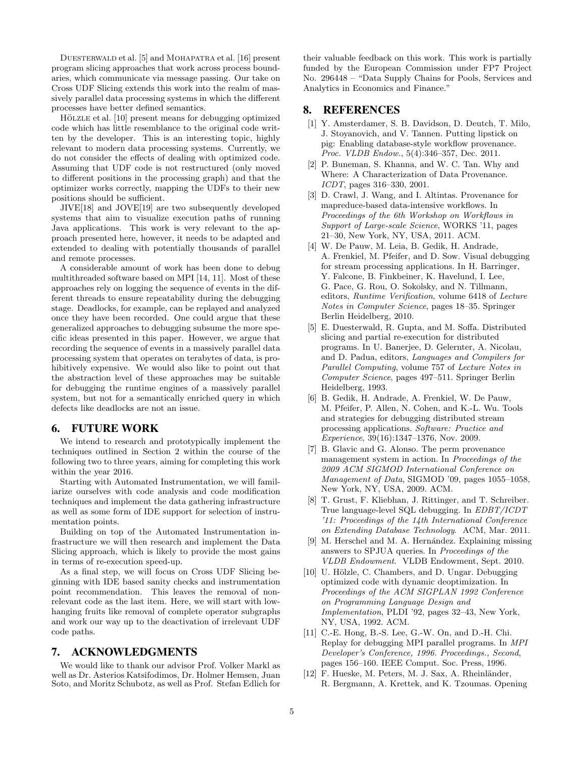Duesterwald et al. [5] and Mohapatra et al. [16] present program slicing approaches that work across process boundaries, which communicate via message passing. Our take on Cross UDF Slicing extends this work into the realm of massively parallel data processing systems in which the different processes have better defined semantics.

Hölzle et al. [10] present means for debugging optimized code which has little resemblance to the original code written by the developer. This is an interesting topic, highly relevant to modern data processing systems. Currently, we do not consider the effects of dealing with optimized code. Assuming that UDF code is not restructured (only moved to different positions in the processing graph) and that the optimizer works correctly, mapping the UDFs to their new positions should be sufficient.

JIVE[18] and JOVE[19] are two subsequently developed systems that aim to visualize execution paths of running Java applications. This work is very relevant to the approach presented here, however, it needs to be adapted and extended to dealing with potentially thousands of parallel and remote processes.

A considerable amount of work has been done to debug multithreaded software based on MPI [14, 11]. Most of these approaches rely on logging the sequence of events in the different threads to ensure repeatability during the debugging stage. Deadlocks, for example, can be replayed and analyzed once they have been recorded. One could argue that these generalized approaches to debugging subsume the more specific ideas presented in this paper. However, we argue that recording the sequence of events in a massively parallel data processing system that operates on terabytes of data, is prohibitively expensive. We would also like to point out that the abstraction level of these approaches may be suitable for debugging the runtime engines of a massively parallel system, but not for a semantically enriched query in which defects like deadlocks are not an issue.

## 6. FUTURE WORK

We intend to research and prototypically implement the techniques outlined in Section 2 within the course of the following two to three years, aiming for completing this work within the year 2016.

Starting with Automated Instrumentation, we will familiarize ourselves with code analysis and code modification techniques and implement the data gathering infrastructure as well as some form of IDE support for selection of instrumentation points.

Building on top of the Automated Instrumentation infrastructure we will then research and implement the Data Slicing approach, which is likely to provide the most gains in terms of re-execution speed-up.

As a final step, we will focus on Cross UDF Slicing beginning with IDE based sanity checks and instrumentation point recommendation. This leaves the removal of non-relevant code as the last item. Here, we will start with low-hanging fruits like removal of complete operator subgraphs and work our way up to the deactivation of irrelevant UDF code paths.

## 7. ACKNOWLEDGMENTS

We would like to thank our advisor Prof. Volker Markl as well as Dr. Asterios Katsifodimos, Dr. Holmer Hemsen, Juan Soto, and Moritz Schubotz, as well as Prof. Stefan Edlich for their valuable feedback on this work. This work is partially funded by the European Commission under FP7 Project No. 296448 – "Data Supply Chains for Pools, Services and Analytics in Economics and Finance."

## 8. REFERENCES

[1] Y. Amsterdamer, S. B. Davidson, D. Deutch, T. Milo, J. Stoyanovich, and V. Tannen. Putting lipstick on pig: Enabling database-style workflow provenance. *Proc. VLDB Endow.*, 5(4):346–357, Dec. 2011.

[2] P. Buneman, S. Khanna, and W. C. Tan. Why and Where: A Characterization of Data Provenance. *ICDT*, pages 316–330, 2001.

[3] D. Crawl, J. Wang, and I. Altintas. Provenance for mapreduce-based data-intensive workflows. In *Proceedings of the 6th Workshop on Workflows in Support of Large-scale Science*, WORKS '11, pages 21–30, New York, NY, USA, 2011. ACM.

[4] W. De Pauw, M. Leia, B. Gedik, H. Andrade, A. Frenkiel, M. Pfeifer, and D. Sow. Visual debugging for stream processing applications. In H. Barringer, Y. Falcone, B. Finkbeiner, K. Havelund, I. Lee, G. Pace, G. Rou, O. Sokolsky, and N. Tillmann, editors, *Runtime Verification*, volume 6418 of *Lecture Notes in Computer Science*, pages 18–35. Springer Berlin Heidelberg, 2010.

[5] E. Duesterwald, R. Gupta, and M. Soffa. Distributed slicing and partial re-execution for distributed programs. In U. Banerjee, D. Gelernter, A. Nicolau, and D. Padua, editors, *Languages and Compilers for Parallel Computing*, volume 757 of *Lecture Notes in Computer Science*, pages 497–511. Springer Berlin Heidelberg, 1993.

[6] B. Gedik, H. Andrade, A. Frenkiel, W. De Pauw, M. Pfeifer, P. Allen, N. Cohen, and K.-L. Wu. Tools and strategies for debugging distributed stream processing applications. *Software: Practice and Experience*, 39(16):1347–1376, Nov. 2009.

[7] B. Glavic and G. Alonso. The perm provenance management system in action. In *Proceedings of the 2009 ACM SIGMOD International Conference on Management of Data*, SIGMOD '09, pages 1055–1058, New York, NY, USA, 2009. ACM.

[8] T. Grust, F. Kliebhan, J. Rittinger, and T. Schreiber. True language-level SQL debugging. In *EDBT/ICDT '11: Proceedings of the 14th International Conference on Extending Database Technology*. ACM, Mar. 2011.

[9] M. Herschel and M. A. Hernández. Explaining missing answers to SPJUA queries. In *Proceedings of the VLDB Endowment*. VLDB Endowment, Sept. 2010.

[10] U. Hölzle, C. Chambers, and D. Ungar. Debugging optimized code with dynamic deoptimization. In *Proceedings of the ACM SIGPLAN 1992 Conference on Programming Language Design and Implementation*, PLDI '92, pages 32–43, New York, NY, USA, 1992. ACM.

[11] C.-E. Hong, B.-S. Lee, G.-W. On, and D.-H. Chi. Replay for debugging MPI parallel programs. In *MPI Developer's Conference, 1996. Proceedings., Second*, pages 156–160. IEEE Comput. Soc. Press, 1996.

[12] F. Hueske, M. Peters, M. J. Sax, A. Rheinländer, R. Bergmann, A. Krettek, and K. Tzoumas. Opening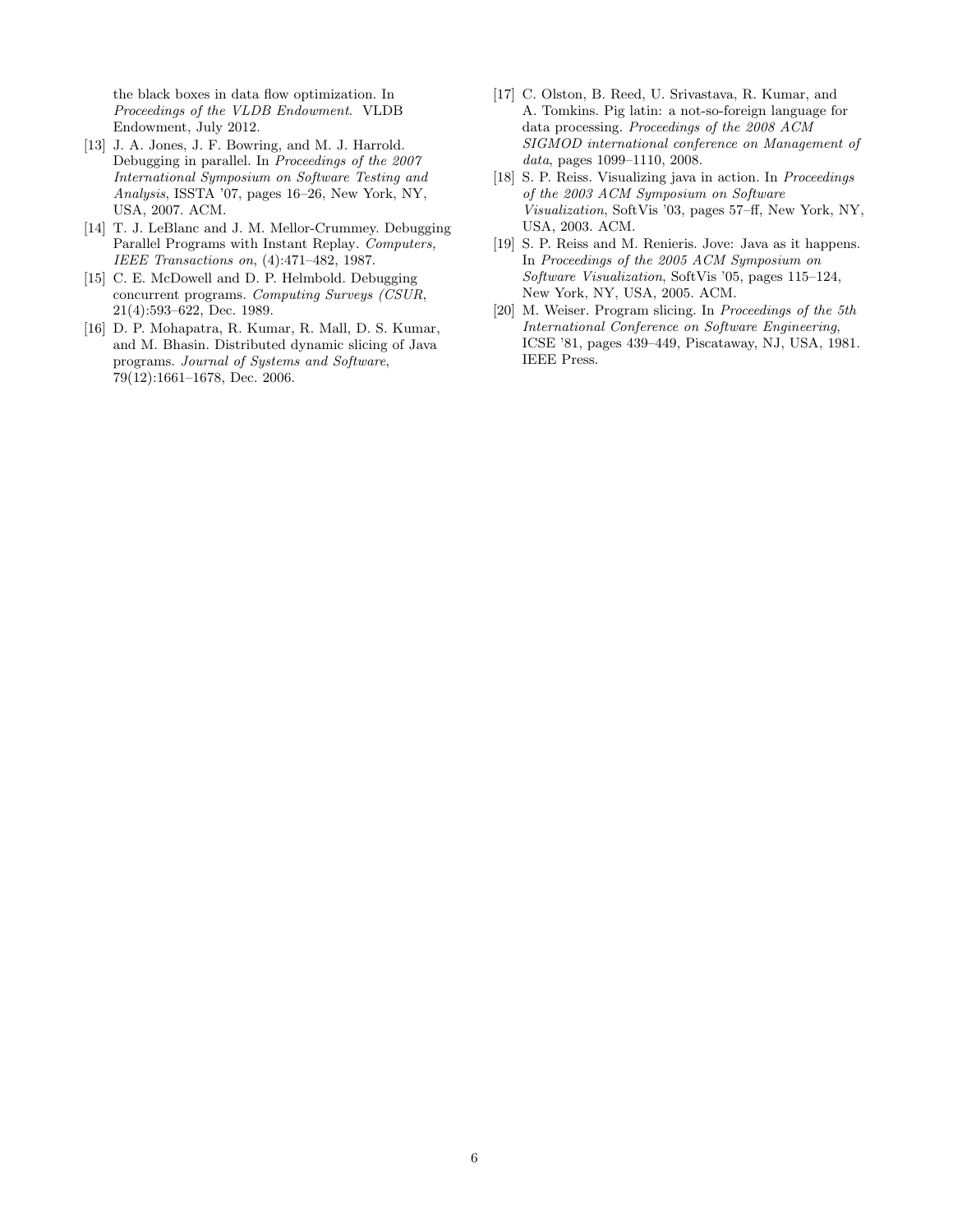the black boxes in data flow optimization. In *Proceedings of the VLDB Endowment*. VLDB Endowment, July 2012.

[13] J. A. Jones, J. F. Bowring, and M. J. Harrold. Debugging in parallel. In *Proceedings of the 2007 International Symposium on Software Testing and Analysis*, ISSTA '07, pages 16–26, New York, NY, USA, 2007. ACM.

[14] T. J. LeBlanc and J. M. Mellor-Crummey. Debugging Parallel Programs with Instant Replay. *Computers, IEEE Transactions on*, (4):471–482, 1987.

[15] C. E. McDowell and D. P. Helmbold. Debugging concurrent programs. *Computing Surveys (CSUR*, 21(4):593–622, Dec. 1989.

[16] D. P. Mohapatra, R. Kumar, R. Mall, D. S. Kumar, and M. Bhasin. Distributed dynamic slicing of Java programs. *Journal of Systems and Software*, 79(12):1661–1678, Dec. 2006.

[17] C. Olston, B. Reed, U. Srivastava, R. Kumar, and A. Tomkins. Pig latin: a not-so-foreign language for data processing. *Proceedings of the 2008 ACM SIGMOD international conference on Management of data*, pages 1099–1110, 2008.

[18] S. P. Reiss. Visualizing java in action. In *Proceedings of the 2003 ACM Symposium on Software Visualization*, SoftVis '03, pages 57–ff, New York, NY, USA, 2003. ACM.

[19] S. P. Reiss and M. Renieris. Jove: Java as it happens. In *Proceedings of the 2005 ACM Symposium on Software Visualization*, SoftVis '05, pages 115–124, New York, NY, USA, 2005. ACM.

[20] M. Weiser. Program slicing. In *Proceedings of the 5th International Conference on Software Engineering*, ICSE '81, pages 439–449, Piscataway, NJ, USA, 1981. IEEE Press.